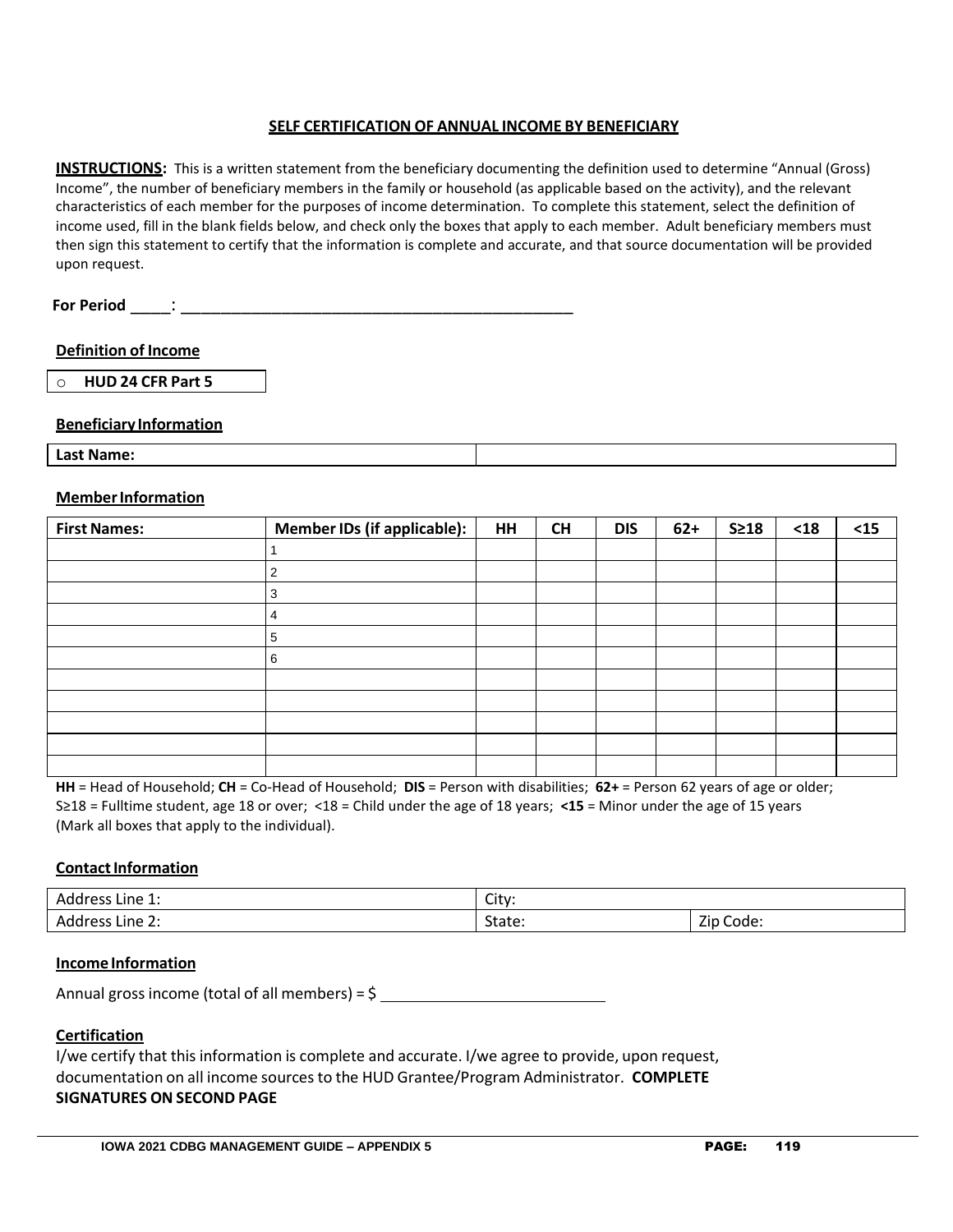## SELF CERTIFICATION OF ANNUAL INCOME BY BENEFICIARY

**INSTRUCTIONS:** This is a written statement from the beneficiary documenting the definition used to determine "Annual (Gross) Income", the number of beneficiary members in the family or household (as applicable based on the activity), and the relevant characteristics of each member for the purposes of income determination. To complete this statement, select the definition of income used, fill in the blank fields below, and check only the boxes that apply to each member. Adult beneficiary members must then sign this statement to certify that the information is complete and accurate, and that source documentation will be provided upon request.

**For Period _____: ________________________________________________**

**Definition of Income**

- o **HUD 24 CFR Part 5**

**Beneficiary Information**

| Last Name: | |
|---|---|

**Member Information**

| First Names: | Member IDs (if applicable): | HH | CH | DIS | 62+ | S≥18 | <18 | <15 |
|---|---|---|---|---|---|---|---|---|
| | 1 | | | | | | | |
| | 2 | | | | | | | |
| | 3 | | | | | | | |
| | 4 | | | | | | | |
| | 5 | | | | | | | |
| | 6 | | | | | | | |
| | | | | | | | | |
| | | | | | | | | |
| | | | | | | | | |
| | | | | | | | | |
| | | | | | | | | |

**HH** = Head of Household; **CH** = Co-Head of Household; **DIS** = Person with disabilities; **62+** = Person 62 years of age or older; S≥18 = Fulltime student, age 18 or over; <18 = Child under the age of 18 years; **<15** = Minor under the age of 15 years (Mark all boxes that apply to the individual).

**Contact Information**

| Address Line 1: | City: | |
|---|---|---|
| Address Line 2: | State: | Zip Code: |

**Income Information**

Annual gross income (total of all members) = $ ____________________________

**Certification**

I/we certify that this information is complete and accurate. I/we agree to provide, upon request, documentation on all income sources to the HUD Grantee/Program Administrator. **COMPLETE SIGNATURES ON SECOND PAGE**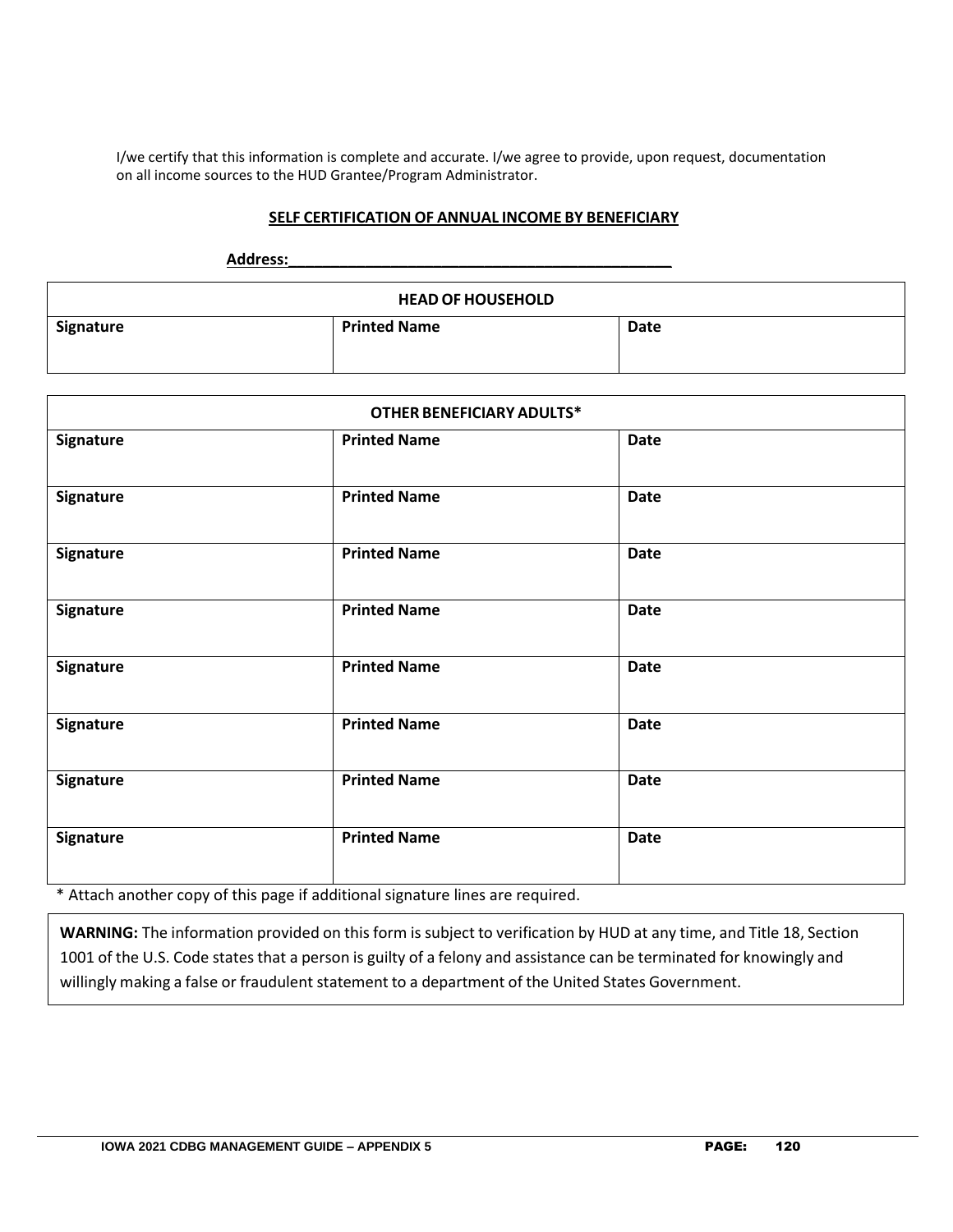I/we certify that this information is complete and accurate. I/we agree to provide, upon request, documentation on all income sources to the HUD Grantee/Program Administrator.

**SELF CERTIFICATION OF ANNUAL INCOME BY BENEFICIARY**

**Address:_______________________________________________**

| HEAD OF HOUSEHOLD | | |
|---|---|---|
| **Signature** | **Printed Name** | **Date** |

| OTHER BENEFICIARY ADULTS* | | |
|---|---|---|
| **Signature** | **Printed Name** | **Date** |
| **Signature** | **Printed Name** | **Date** |
| **Signature** | **Printed Name** | **Date** |
| **Signature** | **Printed Name** | **Date** |
| **Signature** | **Printed Name** | **Date** |
| **Signature** | **Printed Name** | **Date** |
| **Signature** | **Printed Name** | **Date** |
| **Signature** | **Printed Name** | **Date** |

* Attach another copy of this page if additional signature lines are required.

**WARNING:** The information provided on this form is subject to verification by HUD at any time, and Title 18, Section 1001 of the U.S. Code states that a person is guilty of a felony and assistance can be terminated for knowingly and willingly making a false or fraudulent statement to a department of the United States Government.